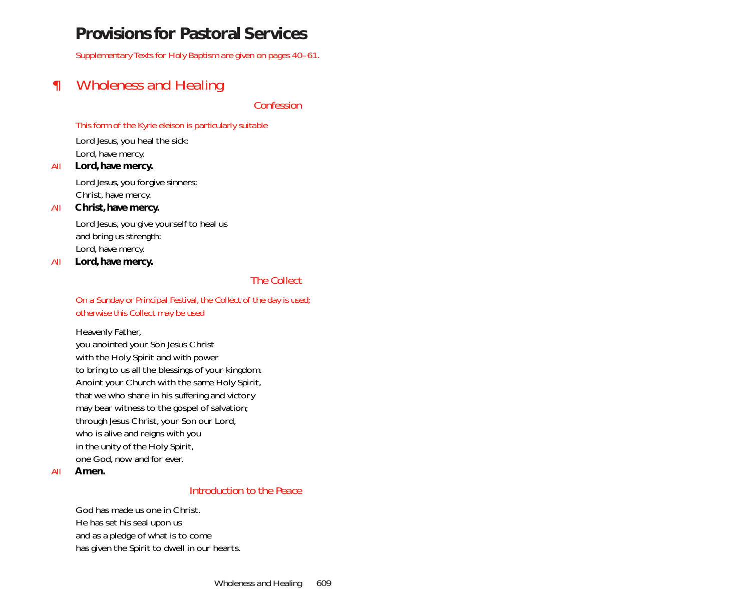# Provisions for Pastoral Services

*Supplementary Texts for Holy Baptism are given on pages 40–61.*

## ¶ Wholeness and Healing

### *Confession*

*This form of the Kyrie eleison is particularly suitable*

Lord Jesus, you heal the sick:
Lord, have mercy.

*All* **Lord, have mercy.**

Lord Jesus, you forgive sinners:
Christ, have mercy.

*All* **Christ, have mercy.**

Lord Jesus, you give yourself to heal us
and bring us strength:
Lord, have mercy.

*All* **Lord, have mercy.**

### *The Collect*

*On a Sunday or Principal Festival, the Collect of the day is used; otherwise this Collect may be used*

Heavenly Father,
you anointed your Son Jesus Christ
with the Holy Spirit and with power
to bring to us all the blessings of your kingdom.
Anoint your Church with the same Holy Spirit,
that we who share in his suffering and victory
may bear witness to the gospel of salvation;
through Jesus Christ, your Son our Lord,
who is alive and reigns with you
in the unity of the Holy Spirit,
one God, now and for ever.

*All* **Amen.**

### *Introduction to the Peace*

God has made us one in Christ.
He has set his seal upon us
and as a pledge of what is to come
has given the Spirit to dwell in our hearts.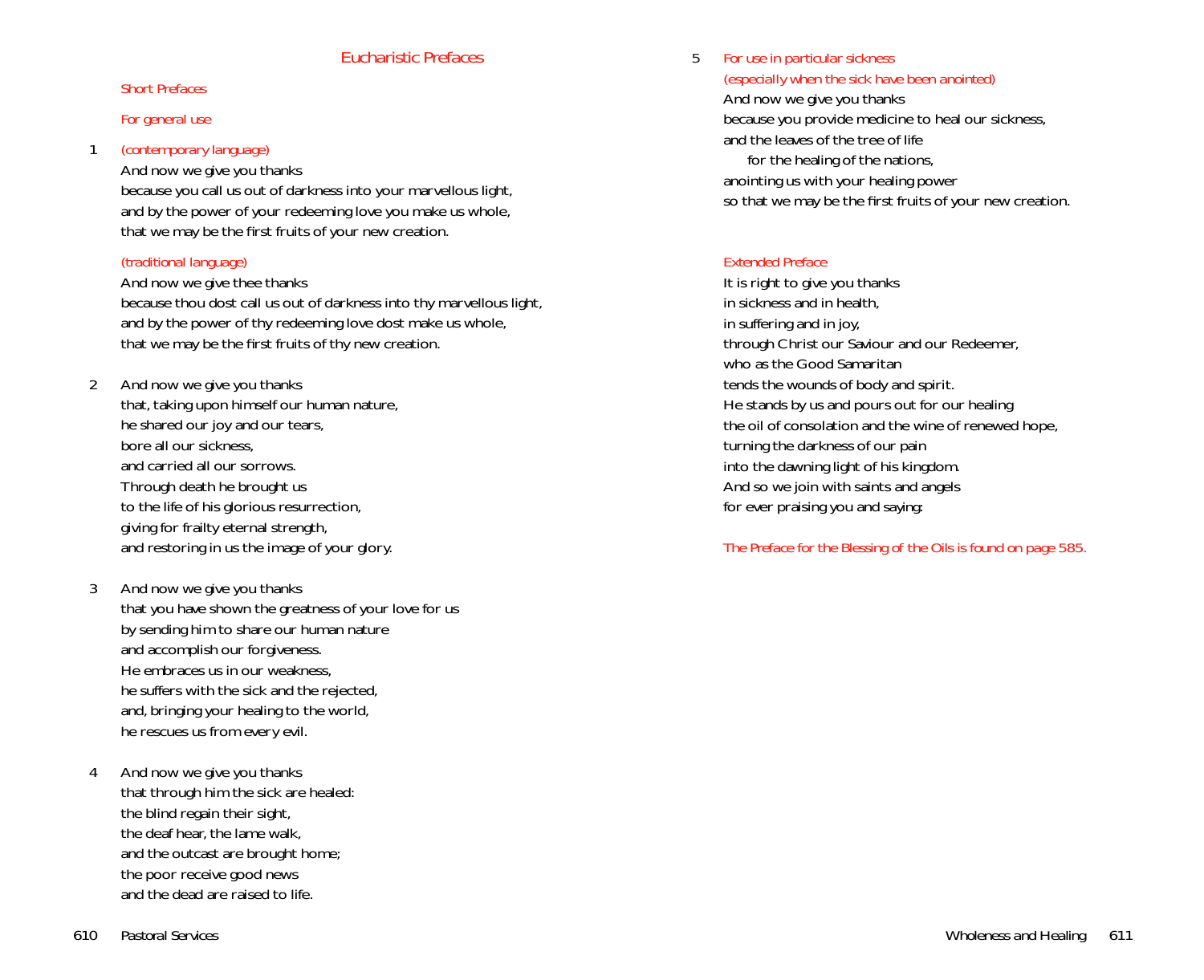# Eucharistic Prefaces

## Short Prefaces

### For general use

1 *(contemporary language)*

And now we give you thanks
because you call us out of darkness into your marvellous light,
and by the power of your redeeming love you make us whole,
that we may be the first fruits of your new creation.

*(traditional language)*

And now we give thee thanks
because thou dost call us out of darkness into thy marvellous light,
and by the power of thy redeeming love dost make us whole,
that we may be the first fruits of thy new creation.

2 And now we give you thanks
that, taking upon himself our human nature,
he shared our joy and our tears,
bore all our sickness,
and carried all our sorrows.
Through death he brought us
to the life of his glorious resurrection,
giving for frailty eternal strength,
and restoring in us the image of your glory.

3 And now we give you thanks
that you have shown the greatness of your love for us
by sending him to share our human nature
and accomplish our forgiveness.
He embraces us in our weakness,
he suffers with the sick and the rejected,
and, bringing your healing to the world,
he rescues us from every evil.

4 And now we give you thanks
that through him the sick are healed:
the blind regain their sight,
the deaf hear, the lame walk,
and the outcast are brought home;
the poor receive good news
and the dead are raised to life.

5 *For use in particular sickness*
*(especially when the sick have been anointed)*

And now we give you thanks
because you provide medicine to heal our sickness,
and the leaves of the tree of life
for the healing of the nations,
anointing us with your healing power
so that we may be the first fruits of your new creation.

## Extended Preface

It is right to give you thanks
in sickness and in health,
in suffering and in joy,
through Christ our Saviour and our Redeemer,
who as the Good Samaritan
tends the wounds of body and spirit.
He stands by us and pours out for our healing
the oil of consolation and the wine of renewed hope,
turning the darkness of our pain
into the dawning light of his kingdom.
And so we join with saints and angels
for ever praising you and saying:

*The Preface for the Blessing of the Oils is found on page 585.*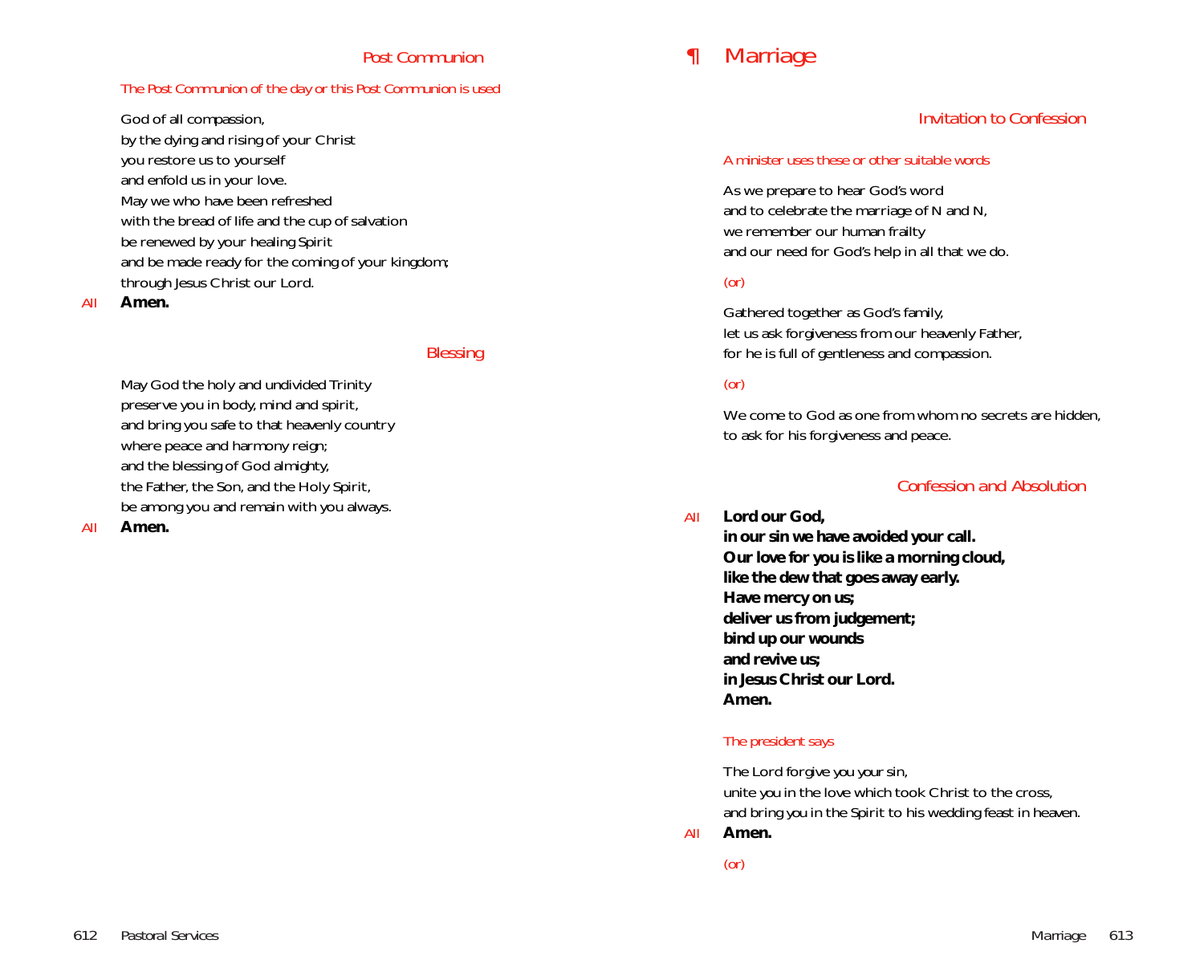### Post Communion

*The Post Communion of the day or this Post Communion is used*

God of all compassion,
by the dying and rising of your Christ
you restore us to yourself
and enfold us in your love.
May we who have been refreshed
with the bread of life and the cup of salvation
be renewed by your healing Spirit
and be made ready for the coming of your kingdom;
through Jesus Christ our Lord.

*All* **Amen.**

### Blessing

May God the holy and undivided Trinity
preserve you in body, mind and spirit,
and bring you safe to that heavenly country
where peace and harmony reign;
and the blessing of God almighty,
the Father, the Son, and the Holy Spirit,
be among you and remain with you always.

*All* **Amen.**

# ¶ Marriage

### Invitation to Confession

*A minister uses these or other suitable words*

As we prepare to hear God's word
and to celebrate the marriage of N and N,
we remember our human frailty
and our need for God's help in all that we do.

*(or)*

Gathered together as God's family,
let us ask forgiveness from our heavenly Father,
for he is full of gentleness and compassion.

*(or)*

We come to God as one from whom no secrets are hidden,
to ask for his forgiveness and peace.

### Confession and Absolution

*All* **Lord our God,**
**in our sin we have avoided your call.**
**Our love for you is like a morning cloud,**
**like the dew that goes away early.**
**Have mercy on us;**
**deliver us from judgement;**
**bind up our wounds**
**and revive us;**
**in Jesus Christ our Lord.**
**Amen.**

*The president says*

The Lord forgive you your sin,
unite you in the love which took Christ to the cross,
and bring you in the Spirit to his wedding feast in heaven.

*All* **Amen.**

*(or)*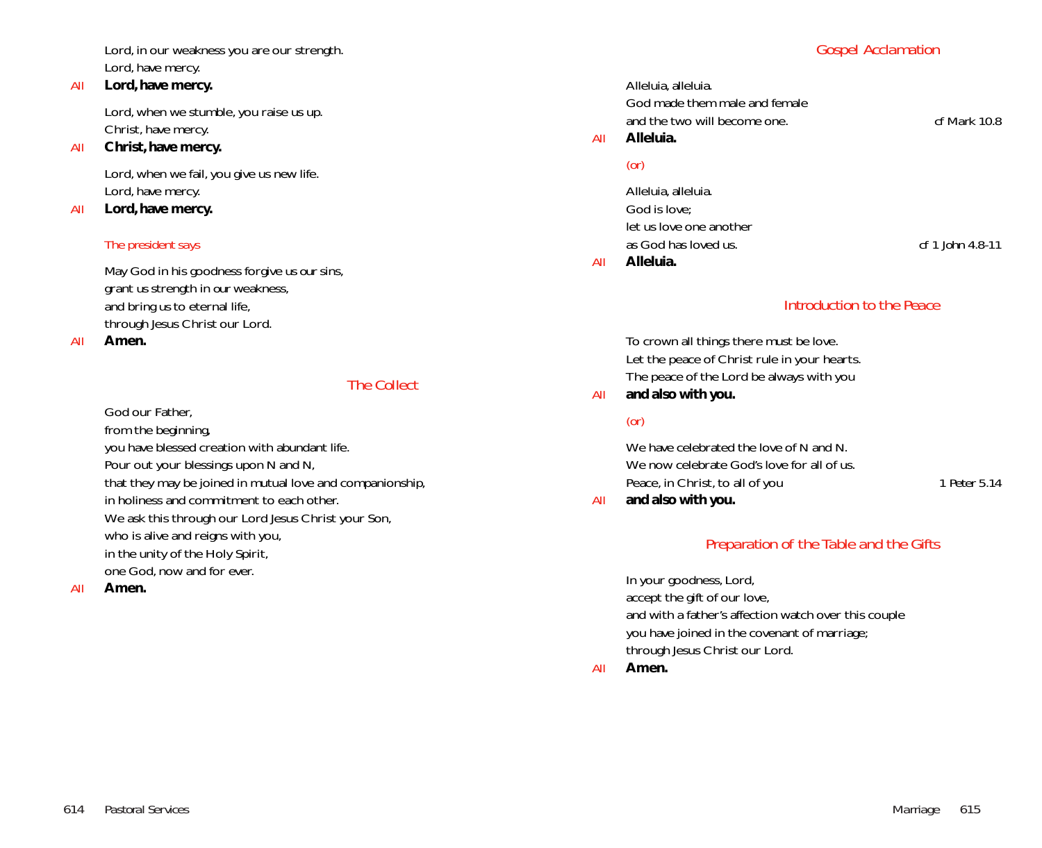Lord, in our weakness you are our strength.
Lord, have mercy.

All **Lord, have mercy.**

Lord, when we stumble, you raise us up.
Christ, have mercy.

All **Christ, have mercy.**

Lord, when we fail, you give us new life.
Lord, have mercy.

All **Lord, have mercy.**

*The president says*

May God in his goodness forgive us our sins,
grant us strength in our weakness,
and bring us to eternal life,
through Jesus Christ our Lord.

All **Amen.**

## The Collect

God our Father,
from the beginning,
you have blessed creation with abundant life.
Pour out your blessings upon N and N,
that they may be joined in mutual love and companionship,
in holiness and commitment to each other.
We ask this through our Lord Jesus Christ your Son,
who is alive and reigns with you,
in the unity of the Holy Spirit,
one God, now and for ever.

All **Amen.**

## Gospel Acclamation

Alleluia, alleluia.
God made them male and female
and the two will become one. — cf Mark 10.8

All **Alleluia.**

*(or)*

Alleluia, alleluia.
God is love;
let us love one another
as God has loved us. — cf 1 John 4.8-11

All **Alleluia.**

## Introduction to the Peace

To crown all things there must be love.
Let the peace of Christ rule in your hearts.
The peace of the Lord be always with you

All **and also with you.**

*(or)*

We have celebrated the love of N and N.
We now celebrate God's love for all of us.
Peace, in Christ, to all of you — 1 Peter 5.14

All **and also with you.**

## Preparation of the Table and the Gifts

In your goodness, Lord,
accept the gift of our love,
and with a father's affection watch over this couple
you have joined in the covenant of marriage;
through Jesus Christ our Lord.

All **Amen.**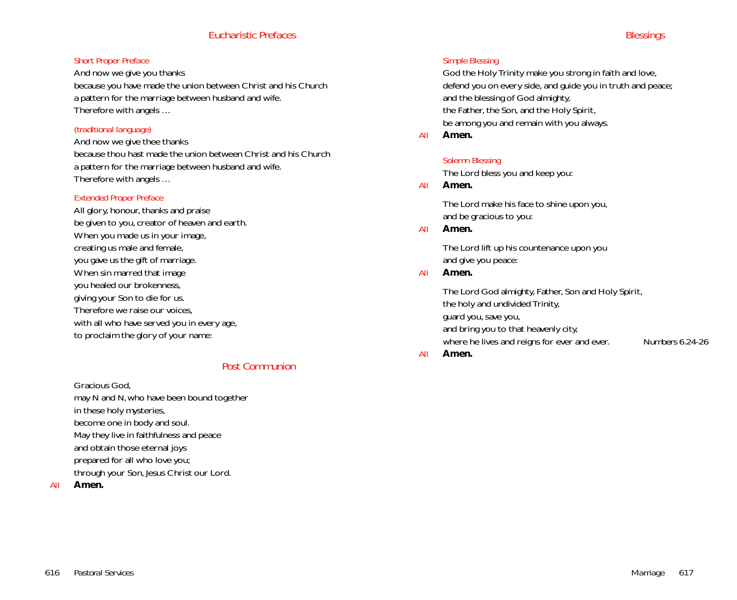## Eucharistic Prefaces

### Short Proper Preface

And now we give you thanks  
because you have made the union between Christ and his Church  
a pattern for the marriage between husband and wife.  
Therefore with angels …

### (traditional language)

And now we give thee thanks  
because thou hast made the union between Christ and his Church  
a pattern for the marriage between husband and wife.  
Therefore with angels …

### Extended Proper Preface

All glory, honour, thanks and praise  
be given to you, creator of heaven and earth.  
When you made us in your image,  
creating us male and female,  
you gave us the gift of marriage.  
When sin marred that image  
you healed our brokenness,  
giving your Son to die for us.  
Therefore we raise our voices,  
with all who have served you in every age,  
to proclaim the glory of your name:

## Post Communion

Gracious God,  
may N and N, who have been bound together  
in these holy mysteries,  
become one in body and soul.  
May they live in faithfulness and peace  
and obtain those eternal joys  
prepared for all who love you;  
through your Son, Jesus Christ our Lord.

All **Amen.**

## Blessings

### Simple Blessing

God the Holy Trinity make you strong in faith and love,  
defend you on every side, and guide you in truth and peace;  
and the blessing of God almighty,  
the Father, the Son, and the Holy Spirit,  
be among you and remain with you always.

All **Amen.**

### Solemn Blessing

The Lord bless you and keep you:

All **Amen.**

The Lord make his face to shine upon you,  
and be gracious to you:

All **Amen.**

The Lord lift up his countenance upon you  
and give you peace:

All **Amen.**

The Lord God almighty, Father, Son and Holy Spirit,  
the holy and undivided Trinity,  
guard you, save you,  
and bring you to that heavenly city,  
where he lives and reigns for ever and ever. *Numbers 6.24-26*

All **Amen.**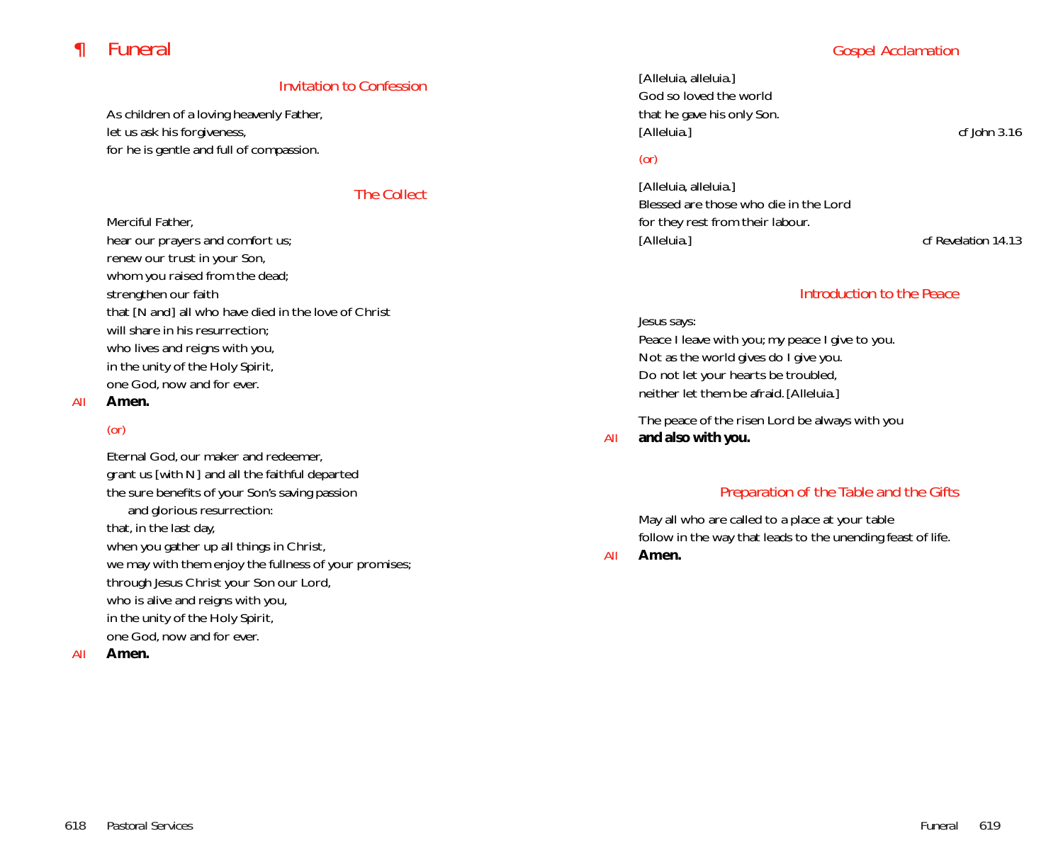# ¶ Funeral

### Invitation to Confession

As children of a loving heavenly Father,
let us ask his forgiveness,
for he is gentle and full of compassion.

### The Collect

Merciful Father,
hear our prayers and comfort us;
renew our trust in your Son,
whom you raised from the dead;
strengthen our faith
that [N and] all who have died in the love of Christ
will share in his resurrection;
who lives and reigns with you,
in the unity of the Holy Spirit,
one God, now and for ever.

*All* **Amen.**

*(or)*

Eternal God, our maker and redeemer,
grant us [with N] and all the faithful departed
the sure benefits of your Son's saving passion
and glorious resurrection:
that, in the last day,
when you gather up all things in Christ,
we may with them enjoy the fullness of your promises;
through Jesus Christ your Son our Lord,
who is alive and reigns with you,
in the unity of the Holy Spirit,
one God, now and for ever.

*All* **Amen.**

### Gospel Acclamation

[Alleluia, alleluia.]
God so loved the world
that he gave his only Son.
[Alleluia.] *cf John 3.16*

*(or)*

[Alleluia, alleluia.]
Blessed are those who die in the Lord
for they rest from their labour.
[Alleluia.] *cf Revelation 14.13*

### Introduction to the Peace

Jesus says:
Peace I leave with you; my peace I give to you.
Not as the world gives do I give you.
Do not let your hearts be troubled,
neither let them be afraid. [Alleluia.]

The peace of the risen Lord be always with you

*All* **and also with you.**

### Preparation of the Table and the Gifts

May all who are called to a place at your table
follow in the way that leads to the unending feast of life.

*All* **Amen.**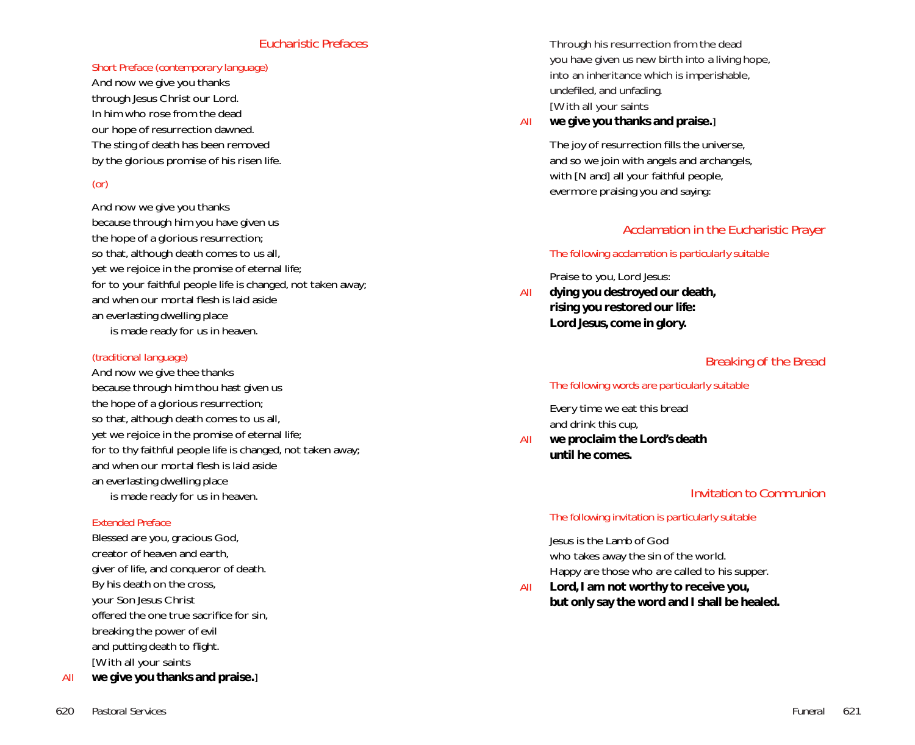## Eucharistic Prefaces

*Short Preface (contemporary language)*

And now we give you thanks
through Jesus Christ our Lord.
In him who rose from the dead
our hope of resurrection dawned.
The sting of death has been removed
by the glorious promise of his risen life.

*(or)*

And now we give you thanks
because through him you have given us
the hope of a glorious resurrection;
so that, although death comes to us all,
yet we rejoice in the promise of eternal life;
for to your faithful people life is changed, not taken away;
and when our mortal flesh is laid aside
an everlasting dwelling place
  is made ready for us in heaven.

*(traditional language)*

And now we give thee thanks
because through him thou hast given us
the hope of a glorious resurrection;
so that, although death comes to us all,
yet we rejoice in the promise of eternal life;
for to thy faithful people life is changed, not taken away;
and when our mortal flesh is laid aside
an everlasting dwelling place
  is made ready for us in heaven.

*Extended Preface*

Blessed are you, gracious God,
creator of heaven and earth,
giver of life, and conqueror of death.
By his death on the cross,
your Son Jesus Christ
offered the one true sacrifice for sin,
breaking the power of evil
and putting death to flight.
[With all your saints
*All* **we give you thanks and praise.**]

Through his resurrection from the dead
you have given us new birth into a living hope,
into an inheritance which is imperishable,
undefiled, and unfading.
[With all your saints
*All* **we give you thanks and praise.**]

The joy of resurrection fills the universe,
and so we join with angels and archangels,
with [N and] all your faithful people,
evermore praising you and saying:

## Acclamation in the Eucharistic Prayer

*The following acclamation is particularly suitable*

Praise to you, Lord Jesus:
*All* **dying you destroyed our death,
rising you restored our life:
Lord Jesus, come in glory.**

## Breaking of the Bread

*The following words are particularly suitable*

Every time we eat this bread
and drink this cup,
*All* **we proclaim the Lord's death
until he comes.**

## Invitation to Communion

*The following invitation is particularly suitable*

Jesus is the Lamb of God
who takes away the sin of the world.
Happy are those who are called to his supper.
*All* **Lord, I am not worthy to receive you,
but only say the word and I shall be healed.**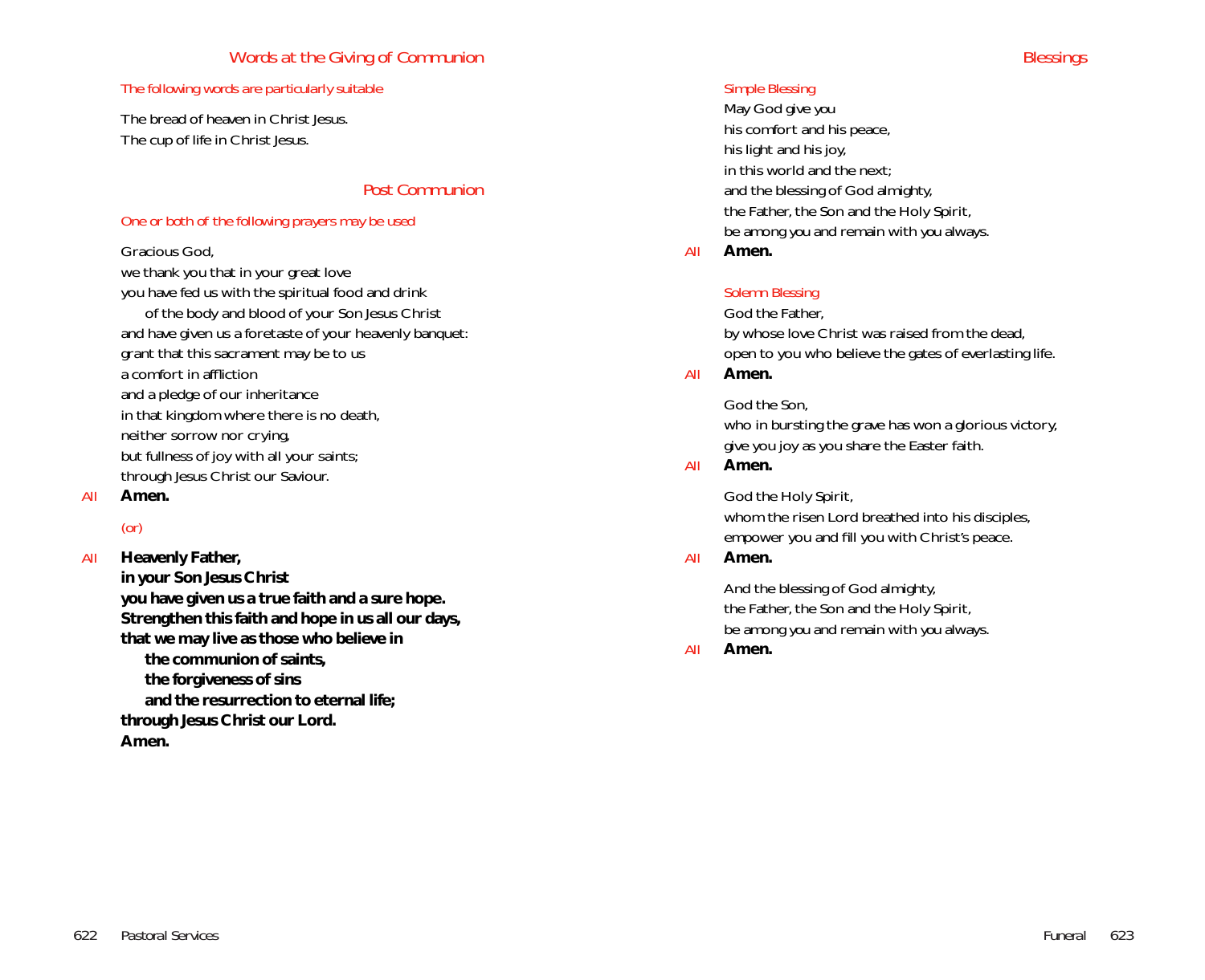## Words at the Giving of Communion

*The following words are particularly suitable*

The bread of heaven in Christ Jesus.
The cup of life in Christ Jesus.

## Post Communion

*One or both of the following prayers may be used*

Gracious God,
we thank you that in your great love
you have fed us with the spiritual food and drink
of the body and blood of your Son Jesus Christ
and have given us a foretaste of your heavenly banquet:
grant that this sacrament may be to us
a comfort in affliction
and a pledge of our inheritance
in that kingdom where there is no death,
neither sorrow nor crying,
but fullness of joy with all your saints;
through Jesus Christ our Saviour.

*All* **Amen.**

*(or)*

*All* **Heavenly Father,**
**in your Son Jesus Christ**
**you have given us a true faith and a sure hope.**
**Strengthen this faith and hope in us all our days,**
**that we may live as those who believe in**
**the communion of saints,**
**the forgiveness of sins**
**and the resurrection to eternal life;**
**through Jesus Christ our Lord.**
**Amen.**

## Blessings

*Simple Blessing*

May God give you
his comfort and his peace,
his light and his joy,
in this world and the next;
and the blessing of God almighty,
the Father, the Son and the Holy Spirit,
be among you and remain with you always.

*All* **Amen.**

*Solemn Blessing*

God the Father,
by whose love Christ was raised from the dead,
open to you who believe the gates of everlasting life.

*All* **Amen.**

God the Son,
who in bursting the grave has won a glorious victory,
give you joy as you share the Easter faith.

*All* **Amen.**

God the Holy Spirit,
whom the risen Lord breathed into his disciples,
empower you and fill you with Christ's peace.

*All* **Amen.**

And the blessing of God almighty,
the Father, the Son and the Holy Spirit,
be among you and remain with you always.

*All* **Amen.**